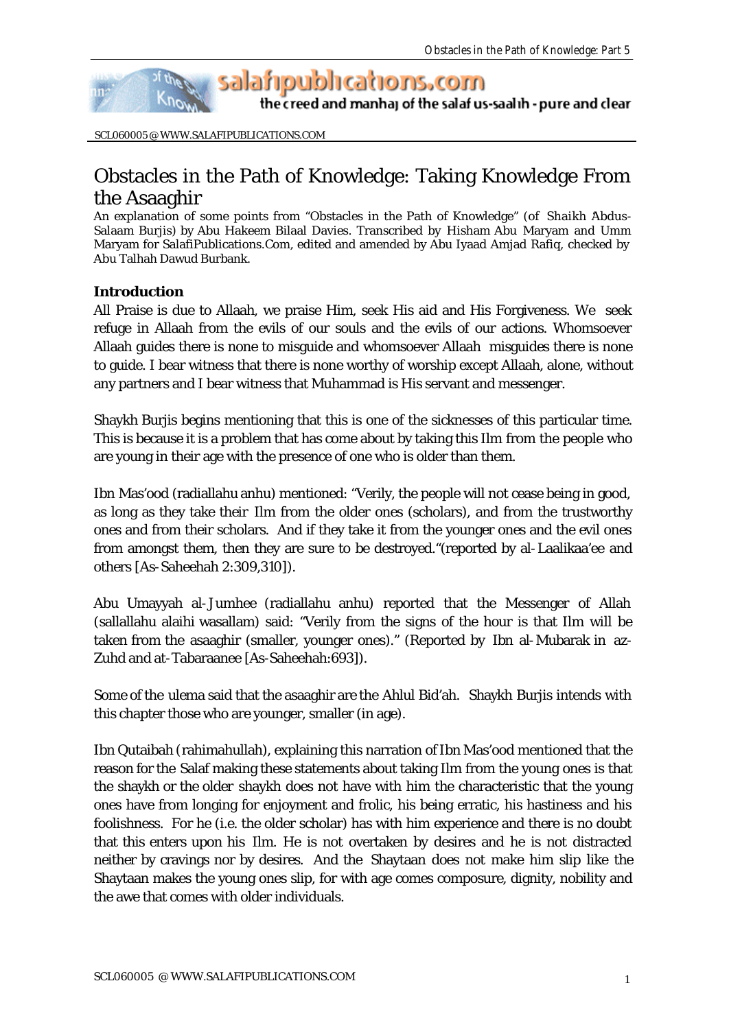# Obstacles in the Path of Knowledge: Taking Knowledge From the Asaaghir

An explanation of some points from "Obstacles in the Path of Knowledge" (of Shaikh Abdus-Salaam Burjis) by Abu Hakeem Bilaal Davies. Transcribed by Hisham Abu Maryam and Umm Maryam for SalafiPublications.Com, edited and amended by Abu Iyaad Amjad Rafiq, checked by Abu Talhah Dawud Burbank.

### Introduction

All Praise is due to Allaah, we praise Him, seek His aid and His Forgiveness. We seek refuge in Allaah from the evils of our souls and the evils of our actions. Whomsoever Allaah guides there is none to misguide and whomsoever Allaah misguides there is none to guide. I bear witness that there is none worthy of worship except Allaah, alone, without any partners and I bear witness that Muhammad is His servant and messenger.

Shaykh Burjis begins mentioning that this is one of the sicknesses of this particular time. This is because it is a problem that has come about by taking this Ilm from the people who are young in their age with the presence of one who is older than them.

Ibn Mas'ood (radiallahu anhu) mentioned: "Verily, the people will not cease being in good, as long as they take their Ilm from the older ones (scholars), and from the trustworthy ones and from their scholars. And if they take it from the younger ones and the evil ones from amongst them, then they are sure to be destroyed."(reported by al-Laalikaa'ee and others [As-Saheehah 2:309,310]).

Abu Umayyah al-Jumhee (radiallahu anhu) reported that the Messenger of Allah (sallallahu alaihi wasallam) said: "Verily from the signs of the hour is that Ilm will be taken from the asaaghir (smaller, younger ones)." (Reported by Ibn al-Mubarak in az-Zuhd and at-Tabaraanee [As-Saheehah:693]).

Some of the ulema said that the asaaghir are the Ahlul Bid'ah. Shaykh Burjis intends with this chapter those who are younger, smaller (in age).

Ibn Qutaibah (rahimahullah), explaining this narration of Ibn Mas'ood mentioned that the reason for the Salaf making these statements about taking Ilm from the young ones is that the shaykh or the older shaykh does not have with him the characteristic that the young ones have from longing for enjoyment and frolic, his being erratic, his hastiness and his foolishness. For he (i.e. the older scholar) has with him experience and there is no doubt that this enters upon his Ilm. He is not overtaken by desires and he is not distracted neither by cravings nor by desires. And the Shaytaan does not make him slip like the Shaytaan makes the young ones slip, for with age comes composure, dignity, nobility and the awe that comes with older individuals.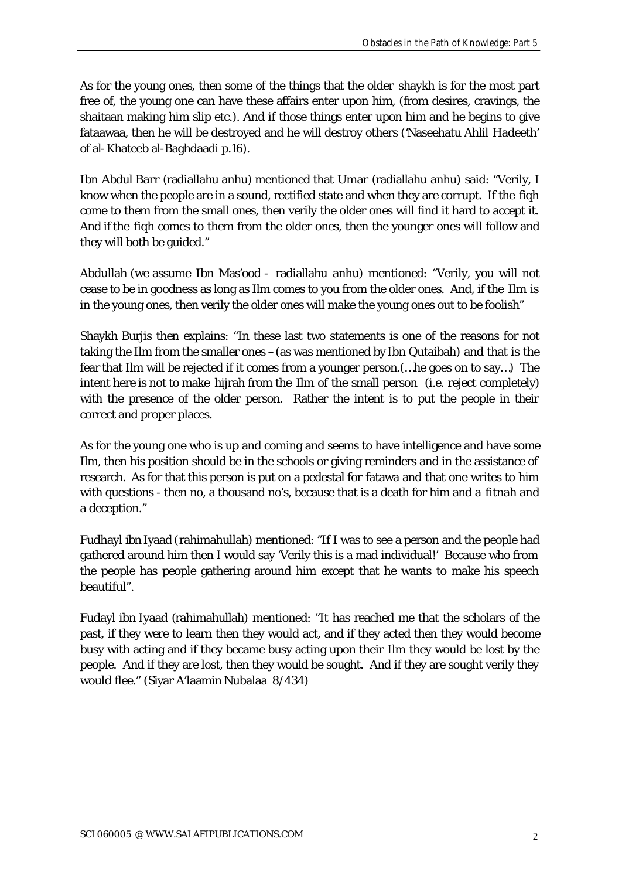As for the young ones, then some of the things that the older shaykh is for the most part free of, the young one can have these affairs enter upon him, (from desires, cravings, the shaitaan making him slip etc.). And if those things enter upon him and he begins to give fataawaa, then he will be destroyed and he will destroy others ('Naseehatu Ahlil Hadeeth' of al-Khateeb al-Baghdaadi p.16).

Ibn Abdul Barr (radiallahu anhu) mentioned that Umar (radiallahu anhu) said: "Verily, I know when the people are in a sound, rectified state and when they are corrupt. If the fiqh come to them from the small ones, then verily the older ones will find it hard to accept it. And if the fiqh comes to them from the older ones, then the younger ones will follow and they will both be guided."

Abdullah (we assume Ibn Mas'ood - radiallahu anhu) mentioned: "Verily, you will not cease to be in goodness as long as Ilm comes to you from the older ones. And, if the Ilm is in the young ones, then verily the older ones will make the young ones out to be foolish"

Shaykh Burjis then explains: "In these last two statements is one of the reasons for not taking the Ilm from the smaller ones – (as was mentioned by Ibn Qutaibah) and that is the fear that Ilm will be rejected if it comes from a younger person.(…he goes on to say…) The intent here is not to make hijrah from the Ilm of the small person (i.e. reject completely) with the presence of the older person. Rather the intent is to put the people in their correct and proper places.

As for the young one who is up and coming and seems to have intelligence and have some Ilm, then his position should be in the schools or giving reminders and in the assistance of research. As for that this person is put on a pedestal for fatawa and that one writes to him with questions - then no, a thousand no's, because that is a death for him and a fitnah and a deception."

Fudhayl ibn Iyaad (rahimahullah) mentioned: "If I was to see a person and the people had gathered around him then I would say 'Verily this is a mad individual!' Because who from the people has people gathering around him except that he wants to make his speech beautiful".

Fudayl ibn Iyaad (rahimahullah) mentioned: "It has reached me that the scholars of the past, if they were to learn then they would act, and if they acted then they would become busy with acting and if they became busy acting upon their Ilm they would be lost by the people. And if they are lost, then they would be sought. And if they are sought verily they would flee." (Siyar A'laamin Nubalaa 8/434)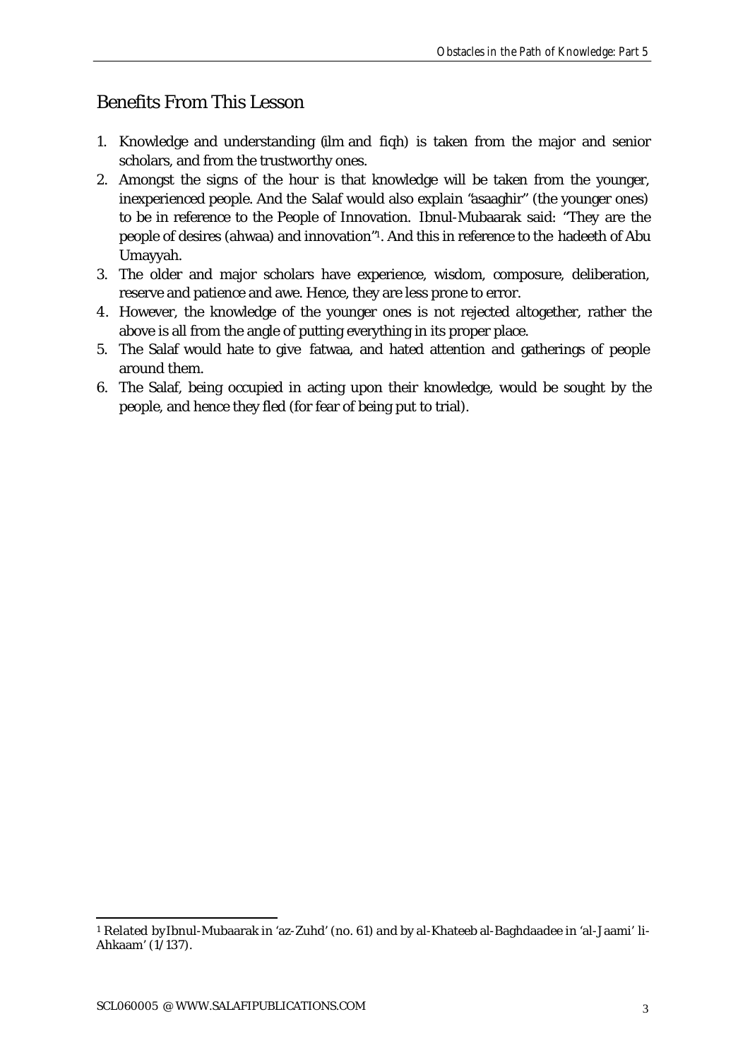## Benefits From This Lesson

1. Knowledge and understanding (ilm and fiqh) is taken from the major and senior scholars, and from the trustworthy ones.
2. Amongst the signs of the hour is that knowledge will be taken from the younger, inexperienced people. And the Salaf would also explain "asaaghir" (the younger ones) to be in reference to the People of Innovation. Ibnul-Mubaarak said: "They are the people of desires (ahwaa) and innovation"[1]. And this in reference to the hadeeth of Abu Umayyah.
3. The older and major scholars have experience, wisdom, composure, deliberation, reserve and patience and awe. Hence, they are less prone to error.
4. However, the knowledge of the younger ones is not rejected altogether, rather the above is all from the angle of putting everything in its proper place.
5. The Salaf would hate to give fatwaa, and hated attention and gatherings of people around them.
6. The Salaf, being occupied in acting upon their knowledge, would be sought by the people, and hence they fled (for fear of being put to trial).

---

[1] Related by Ibnul-Mubaarak in 'az-Zuhd' (no. 61) and by al-Khateeb al-Baghdaadee in 'al-Jaami' li-Ahkaam' (1/137).